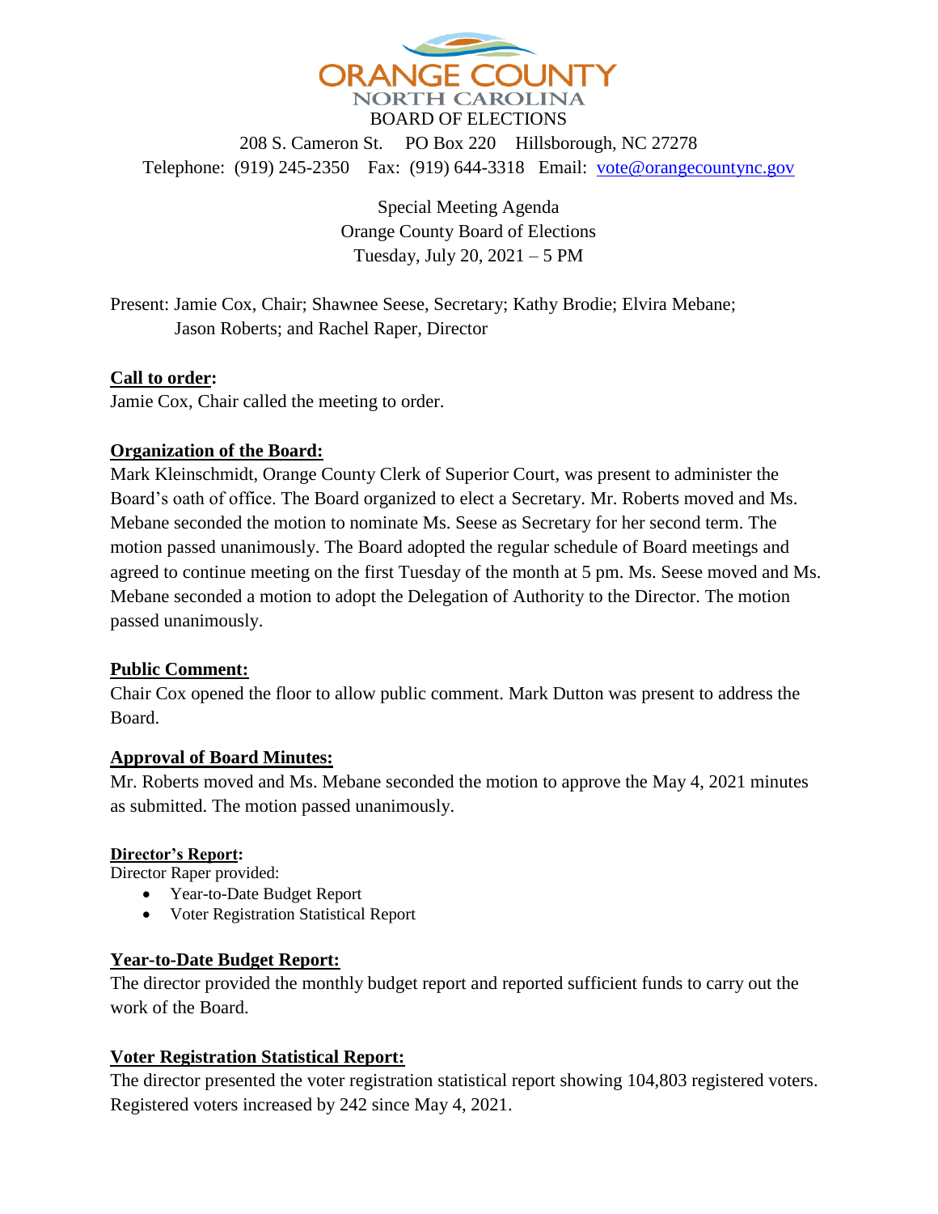ORANGE COUNTY
NORTH CAROLINA
BOARD OF ELECTIONS

208 S. Cameron St. PO Box 220 Hillsborough, NC 27278
Telephone: (919) 245-2350 Fax: (919) 644-3318 Email: vote@orangecountync.gov

Special Meeting Agenda
Orange County Board of Elections
Tuesday, July 20, 2021 – 5 PM

Present: Jamie Cox, Chair; Shawnee Seese, Secretary; Kathy Brodie; Elvira Mebane; Jason Roberts; and Rachel Raper, Director

**Call to order:**
Jamie Cox, Chair called the meeting to order.

**Organization of the Board:**
Mark Kleinschmidt, Orange County Clerk of Superior Court, was present to administer the Board's oath of office. The Board organized to elect a Secretary. Mr. Roberts moved and Ms. Mebane seconded the motion to nominate Ms. Seese as Secretary for her second term. The motion passed unanimously. The Board adopted the regular schedule of Board meetings and agreed to continue meeting on the first Tuesday of the month at 5 pm. Ms. Seese moved and Ms. Mebane seconded a motion to adopt the Delegation of Authority to the Director. The motion passed unanimously.

**Public Comment:**
Chair Cox opened the floor to allow public comment. Mark Dutton was present to address the Board.

**Approval of Board Minutes:**
Mr. Roberts moved and Ms. Mebane seconded the motion to approve the May 4, 2021 minutes as submitted. The motion passed unanimously.

**Director's Report:**
Director Raper provided:

- Year-to-Date Budget Report
- Voter Registration Statistical Report

**Year-to-Date Budget Report:**
The director provided the monthly budget report and reported sufficient funds to carry out the work of the Board.

**Voter Registration Statistical Report:**
The director presented the voter registration statistical report showing 104,803 registered voters. Registered voters increased by 242 since May 4, 2021.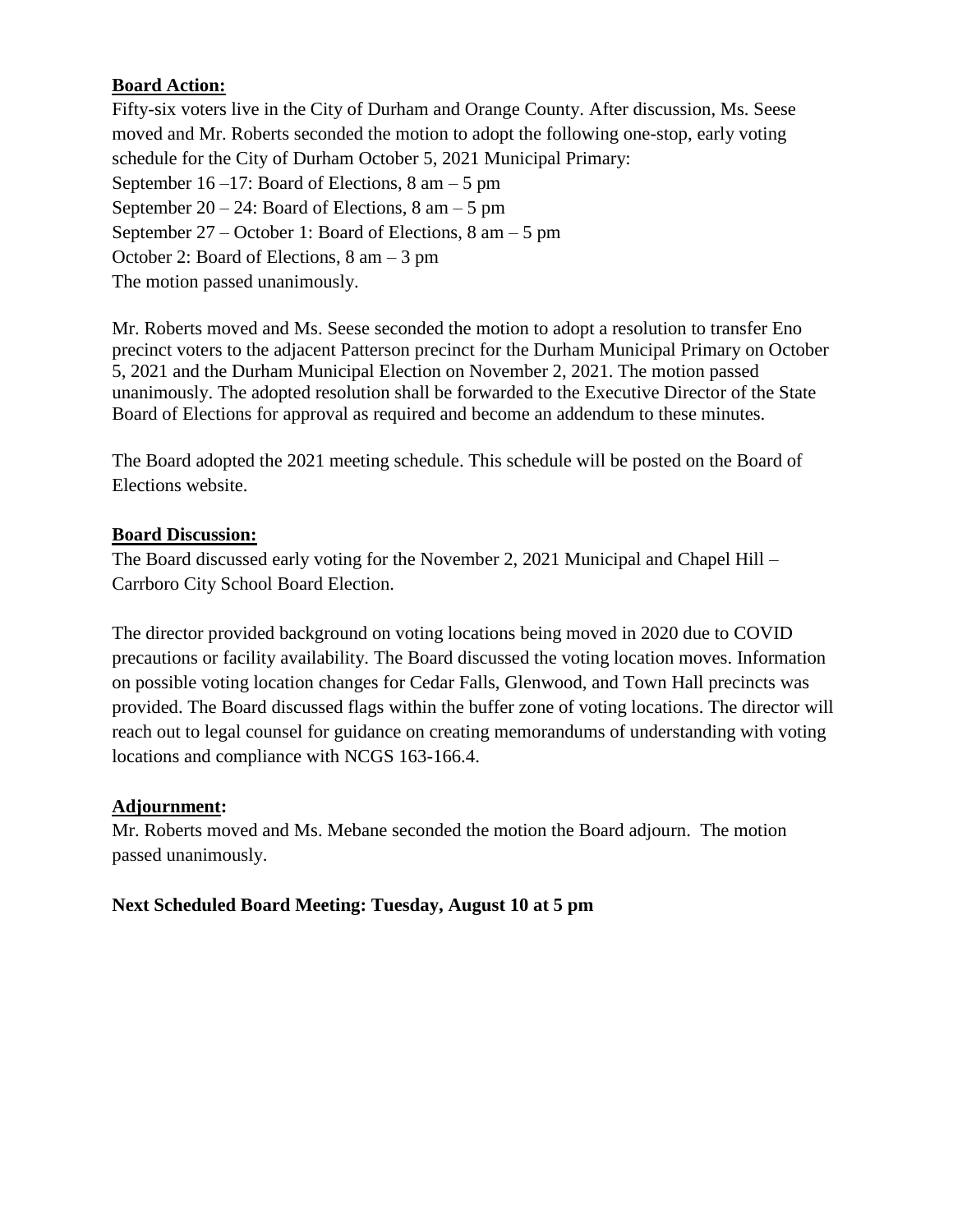**Board Action:**

Fifty-six voters live in the City of Durham and Orange County. After discussion, Ms. Seese moved and Mr. Roberts seconded the motion to adopt the following one-stop, early voting schedule for the City of Durham October 5, 2021 Municipal Primary:

September 16 –17: Board of Elections, 8 am – 5 pm
September 20 – 24: Board of Elections, 8 am – 5 pm
September 27 – October 1: Board of Elections, 8 am – 5 pm
October 2: Board of Elections, 8 am – 3 pm
The motion passed unanimously.

Mr. Roberts moved and Ms. Seese seconded the motion to adopt a resolution to transfer Eno precinct voters to the adjacent Patterson precinct for the Durham Municipal Primary on October 5, 2021 and the Durham Municipal Election on November 2, 2021. The motion passed unanimously. The adopted resolution shall be forwarded to the Executive Director of the State Board of Elections for approval as required and become an addendum to these minutes.

The Board adopted the 2021 meeting schedule. This schedule will be posted on the Board of Elections website.

**Board Discussion:**

The Board discussed early voting for the November 2, 2021 Municipal and Chapel Hill – Carrboro City School Board Election.

The director provided background on voting locations being moved in 2020 due to COVID precautions or facility availability. The Board discussed the voting location moves. Information on possible voting location changes for Cedar Falls, Glenwood, and Town Hall precincts was provided. The Board discussed flags within the buffer zone of voting locations. The director will reach out to legal counsel for guidance on creating memorandums of understanding with voting locations and compliance with NCGS 163-166.4.

**Adjournment:**

Mr. Roberts moved and Ms. Mebane seconded the motion the Board adjourn. The motion passed unanimously.

**Next Scheduled Board Meeting: Tuesday, August 10 at 5 pm**